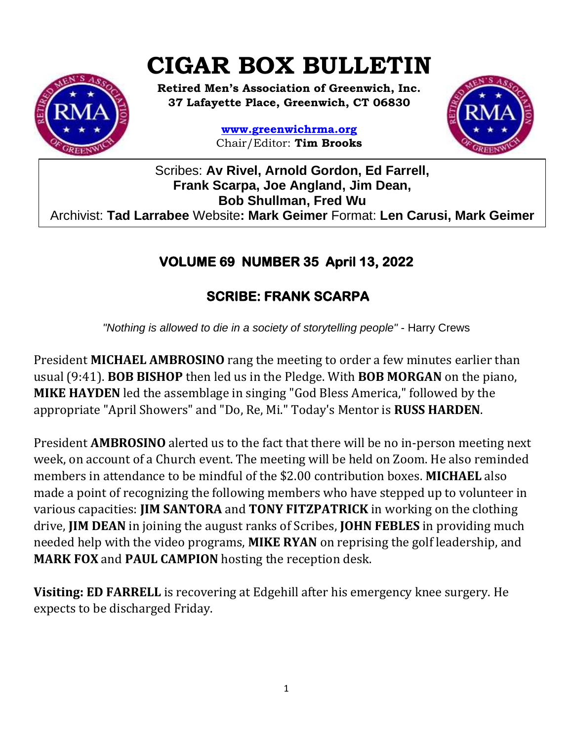# CIGAR BOX BULLETIN

**Retired Men's Association of Greenwich, Inc.**
**37 Lafayette Place, Greenwich, CT 06830**

**www.greenwichrma.org**
Chair/Editor: **Tim Brooks**

Scribes: **Av Rivel, Arnold Gordon, Ed Farrell, Frank Scarpa, Joe Angland, Jim Dean, Bob Shullman, Fred Wu**
Archivist: **Tad Larrabee** Website**: Mark Geimer** Format: **Len Carusi, Mark Geimer**

## VOLUME 69 NUMBER 35 April 13, 2022

## SCRIBE: FRANK SCARPA

*"Nothing is allowed to die in a society of storytelling people"* - Harry Crews

President **MICHAEL AMBROSINO** rang the meeting to order a few minutes earlier than usual (9:41). **BOB BISHOP** then led us in the Pledge. With **BOB MORGAN** on the piano, **MIKE HAYDEN** led the assemblage in singing "God Bless America," followed by the appropriate "April Showers" and "Do, Re, Mi." Today's Mentor is **RUSS HARDEN**.

President **AMBROSINO** alerted us to the fact that there will be no in-person meeting next week, on account of a Church event. The meeting will be held on Zoom. He also reminded members in attendance to be mindful of the $2.00 contribution boxes. **MICHAEL** also made a point of recognizing the following members who have stepped up to volunteer in various capacities: **JIM SANTORA** and **TONY FITZPATRICK** in working on the clothing drive, **JIM DEAN** in joining the august ranks of Scribes, **JOHN FEBLES** in providing much needed help with the video programs, **MIKE RYAN** on reprising the golf leadership, and **MARK FOX** and **PAUL CAMPION** hosting the reception desk.

**Visiting: ED FARRELL** is recovering at Edgehill after his emergency knee surgery. He expects to be discharged Friday.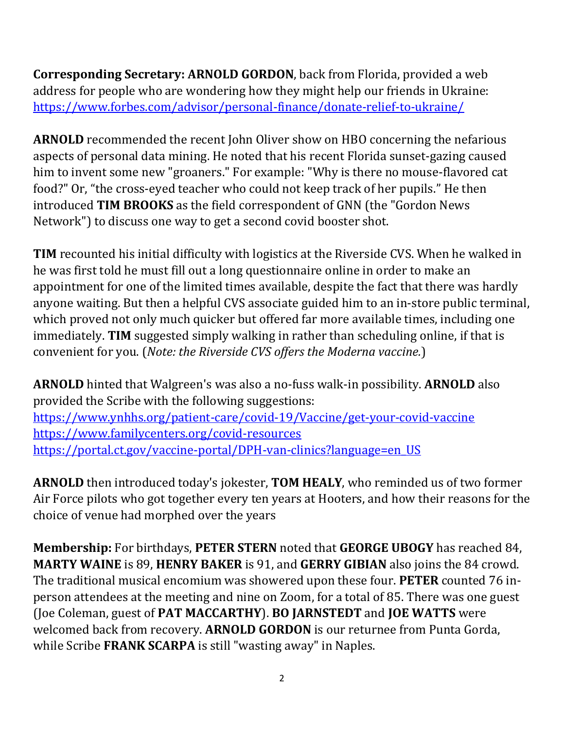**Corresponding Secretary: ARNOLD GORDON**, back from Florida, provided a web address for people who are wondering how they might help our friends in Ukraine: https://www.forbes.com/advisor/personal-finance/donate-relief-to-ukraine/

**ARNOLD** recommended the recent John Oliver show on HBO concerning the nefarious aspects of personal data mining. He noted that his recent Florida sunset-gazing caused him to invent some new "groaners." For example: "Why is there no mouse-flavored cat food?" Or, "the cross-eyed teacher who could not keep track of her pupils." He then introduced **TIM BROOKS** as the field correspondent of GNN (the "Gordon News Network") to discuss one way to get a second covid booster shot.

**TIM** recounted his initial difficulty with logistics at the Riverside CVS. When he walked in he was first told he must fill out a long questionnaire online in order to make an appointment for one of the limited times available, despite the fact that there was hardly anyone waiting. But then a helpful CVS associate guided him to an in-store public terminal, which proved not only much quicker but offered far more available times, including one immediately. **TIM** suggested simply walking in rather than scheduling online, if that is convenient for you. (*Note: the Riverside CVS offers the Moderna vaccine.*)

**ARNOLD** hinted that Walgreen's was also a no-fuss walk-in possibility. **ARNOLD** also provided the Scribe with the following suggestions:
https://www.ynhhs.org/patient-care/covid-19/Vaccine/get-your-covid-vaccine
https://www.familycenters.org/covid-resources
https://portal.ct.gov/vaccine-portal/DPH-van-clinics?language=en_US

**ARNOLD** then introduced today's jokester, **TOM HEALY**, who reminded us of two former Air Force pilots who got together every ten years at Hooters, and how their reasons for the choice of venue had morphed over the years

**Membership:** For birthdays, **PETER STERN** noted that **GEORGE UBOGY** has reached 84, **MARTY WAINE** is 89, **HENRY BAKER** is 91, and **GERRY GIBIAN** also joins the 84 crowd. The traditional musical encomium was showered upon these four. **PETER** counted 76 in-person attendees at the meeting and nine on Zoom, for a total of 85. There was one guest (Joe Coleman, guest of **PAT MACCARTHY**). **BO JARNSTEDT** and **JOE WATTS** were welcomed back from recovery. **ARNOLD GORDON** is our returnee from Punta Gorda, while Scribe **FRANK SCARPA** is still "wasting away" in Naples.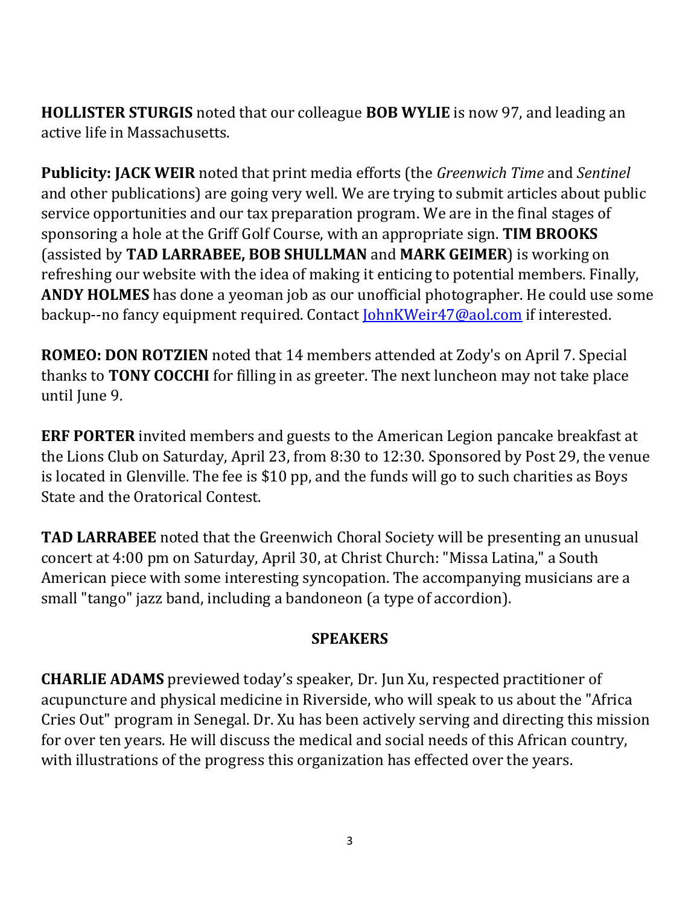**HOLLISTER STURGIS** noted that our colleague **BOB WYLIE** is now 97, and leading an active life in Massachusetts.

**Publicity: JACK WEIR** noted that print media efforts (the *Greenwich Time* and *Sentinel* and other publications) are going very well. We are trying to submit articles about public service opportunities and our tax preparation program. We are in the final stages of sponsoring a hole at the Griff Golf Course, with an appropriate sign. **TIM BROOKS** (assisted by **TAD LARRABEE, BOB SHULLMAN** and **MARK GEIMER**) is working on refreshing our website with the idea of making it enticing to potential members. Finally, **ANDY HOLMES** has done a yeoman job as our unofficial photographer. He could use some backup--no fancy equipment required. Contact [JohnKWeir47@aol.com](mailto:JohnKWeir47@aol.com) if interested.

**ROMEO: DON ROTZIEN** noted that 14 members attended at Zody's on April 7. Special thanks to **TONY COCCHI** for filling in as greeter. The next luncheon may not take place until June 9.

**ERF PORTER** invited members and guests to the American Legion pancake breakfast at the Lions Club on Saturday, April 23, from 8:30 to 12:30. Sponsored by Post 29, the venue is located in Glenville. The fee is $10 pp, and the funds will go to such charities as Boys State and the Oratorical Contest.

**TAD LARRABEE** noted that the Greenwich Choral Society will be presenting an unusual concert at 4:00 pm on Saturday, April 30, at Christ Church: "Missa Latina," a South American piece with some interesting syncopation. The accompanying musicians are a small "tango" jazz band, including a bandoneon (a type of accordion).

## SPEAKERS

**CHARLIE ADAMS** previewed today's speaker, Dr. Jun Xu, respected practitioner of acupuncture and physical medicine in Riverside, who will speak to us about the "Africa Cries Out" program in Senegal. Dr. Xu has been actively serving and directing this mission for over ten years. He will discuss the medical and social needs of this African country, with illustrations of the progress this organization has effected over the years.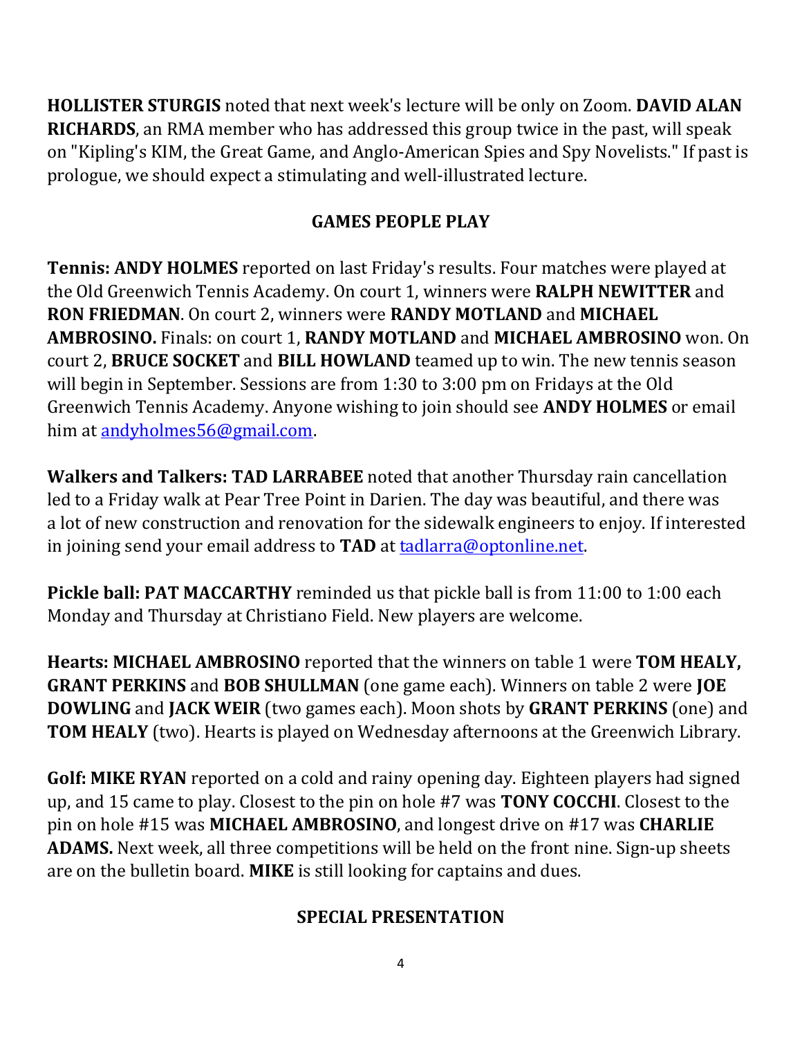**HOLLISTER STURGIS** noted that next week's lecture will be only on Zoom. **DAVID ALAN RICHARDS**, an RMA member who has addressed this group twice in the past, will speak on "Kipling's KIM, the Great Game, and Anglo-American Spies and Spy Novelists." If past is prologue, we should expect a stimulating and well-illustrated lecture.

## GAMES PEOPLE PLAY

**Tennis: ANDY HOLMES** reported on last Friday's results. Four matches were played at the Old Greenwich Tennis Academy. On court 1, winners were **RALPH NEWITTER** and **RON FRIEDMAN**. On court 2, winners were **RANDY MOTLAND** and **MICHAEL AMBROSINO.** Finals: on court 1, **RANDY MOTLAND** and **MICHAEL AMBROSINO** won. On court 2, **BRUCE SOCKET** and **BILL HOWLAND** teamed up to win. The new tennis season will begin in September. Sessions are from 1:30 to 3:00 pm on Fridays at the Old Greenwich Tennis Academy. Anyone wishing to join should see **ANDY HOLMES** or email him at andyholmes56@gmail.com.

**Walkers and Talkers: TAD LARRABEE** noted that another Thursday rain cancellation led to a Friday walk at Pear Tree Point in Darien. The day was beautiful, and there was a lot of new construction and renovation for the sidewalk engineers to enjoy. If interested in joining send your email address to **TAD** at tadlarra@optonline.net.

**Pickle ball: PAT MACCARTHY** reminded us that pickle ball is from 11:00 to 1:00 each Monday and Thursday at Christiano Field. New players are welcome.

**Hearts: MICHAEL AMBROSINO** reported that the winners on table 1 were **TOM HEALY, GRANT PERKINS** and **BOB SHULLMAN** (one game each). Winners on table 2 were **JOE DOWLING** and **JACK WEIR** (two games each). Moon shots by **GRANT PERKINS** (one) and **TOM HEALY** (two). Hearts is played on Wednesday afternoons at the Greenwich Library.

**Golf: MIKE RYAN** reported on a cold and rainy opening day. Eighteen players had signed up, and 15 came to play. Closest to the pin on hole #7 was **TONY COCCHI**. Closest to the pin on hole #15 was **MICHAEL AMBROSINO**, and longest drive on #17 was **CHARLIE ADAMS.** Next week, all three competitions will be held on the front nine. Sign-up sheets are on the bulletin board. **MIKE** is still looking for captains and dues.

## SPECIAL PRESENTATION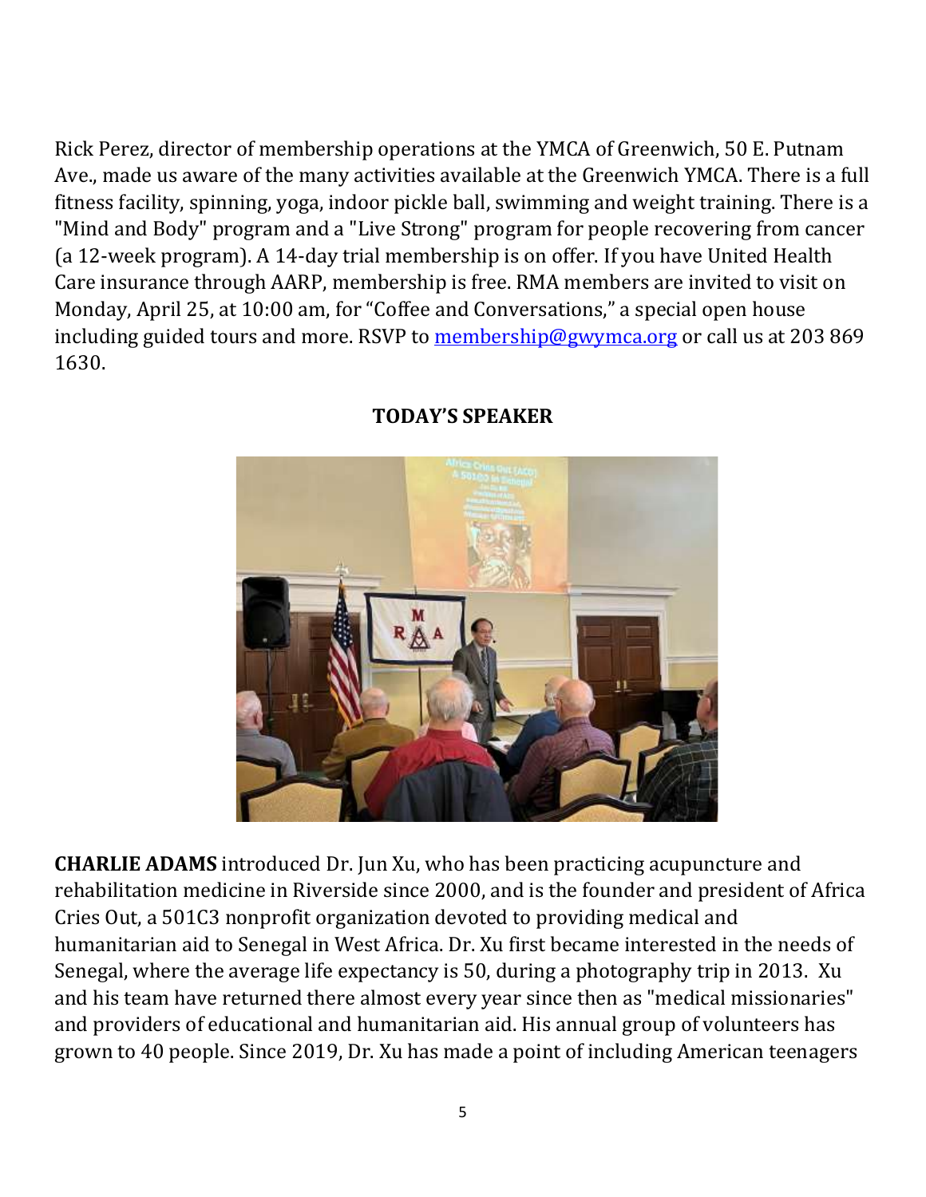Rick Perez, director of membership operations at the YMCA of Greenwich, 50 E. Putnam Ave., made us aware of the many activities available at the Greenwich YMCA. There is a full fitness facility, spinning, yoga, indoor pickle ball, swimming and weight training. There is a "Mind and Body" program and a "Live Strong" program for people recovering from cancer (a 12-week program). A 14-day trial membership is on offer. If you have United Health Care insurance through AARP, membership is free. RMA members are invited to visit on Monday, April 25, at 10:00 am, for "Coffee and Conversations," a special open house including guided tours and more. RSVP to [membership@gwymca.org](mailto:membership@gwymca.org) or call us at 203 869 1630.

## TODAY'S SPEAKER

**CHARLIE ADAMS** introduced Dr. Jun Xu, who has been practicing acupuncture and rehabilitation medicine in Riverside since 2000, and is the founder and president of Africa Cries Out, a 501C3 nonprofit organization devoted to providing medical and humanitarian aid to Senegal in West Africa. Dr. Xu first became interested in the needs of Senegal, where the average life expectancy is 50, during a photography trip in 2013. Xu and his team have returned there almost every year since then as "medical missionaries" and providers of educational and humanitarian aid. His annual group of volunteers has grown to 40 people. Since 2019, Dr. Xu has made a point of including American teenagers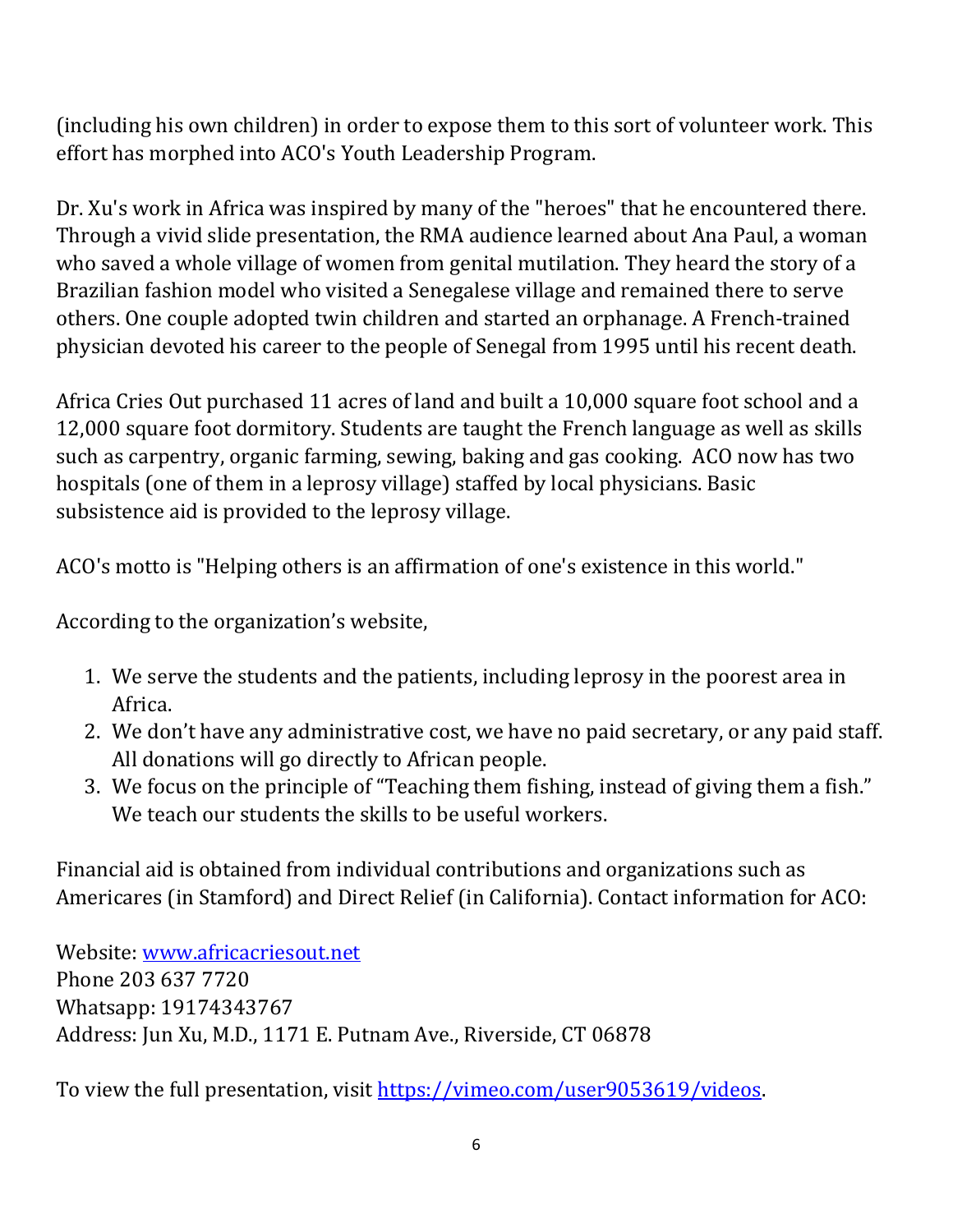(including his own children) in order to expose them to this sort of volunteer work. This effort has morphed into ACO's Youth Leadership Program.

Dr. Xu's work in Africa was inspired by many of the "heroes" that he encountered there. Through a vivid slide presentation, the RMA audience learned about Ana Paul, a woman who saved a whole village of women from genital mutilation. They heard the story of a Brazilian fashion model who visited a Senegalese village and remained there to serve others. One couple adopted twin children and started an orphanage. A French-trained physician devoted his career to the people of Senegal from 1995 until his recent death.

Africa Cries Out purchased 11 acres of land and built a 10,000 square foot school and a 12,000 square foot dormitory. Students are taught the French language as well as skills such as carpentry, organic farming, sewing, baking and gas cooking. ACO now has two hospitals (one of them in a leprosy village) staffed by local physicians. Basic subsistence aid is provided to the leprosy village.

ACO's motto is "Helping others is an affirmation of one's existence in this world."

According to the organization's website,

1. We serve the students and the patients, including leprosy in the poorest area in Africa.
2. We don't have any administrative cost, we have no paid secretary, or any paid staff. All donations will go directly to African people.
3. We focus on the principle of "Teaching them fishing, instead of giving them a fish." We teach our students the skills to be useful workers.

Financial aid is obtained from individual contributions and organizations such as Americares (in Stamford) and Direct Relief (in California). Contact information for ACO:

Website: [www.africacriesout.net](http://www.africacriesout.net)
Phone 203 637 7720
Whatsapp: 19174343767
Address: Jun Xu, M.D., 1171 E. Putnam Ave., Riverside, CT 06878

To view the full presentation, visit [https://vimeo.com/user9053619/videos](https://vimeo.com/user9053619/videos).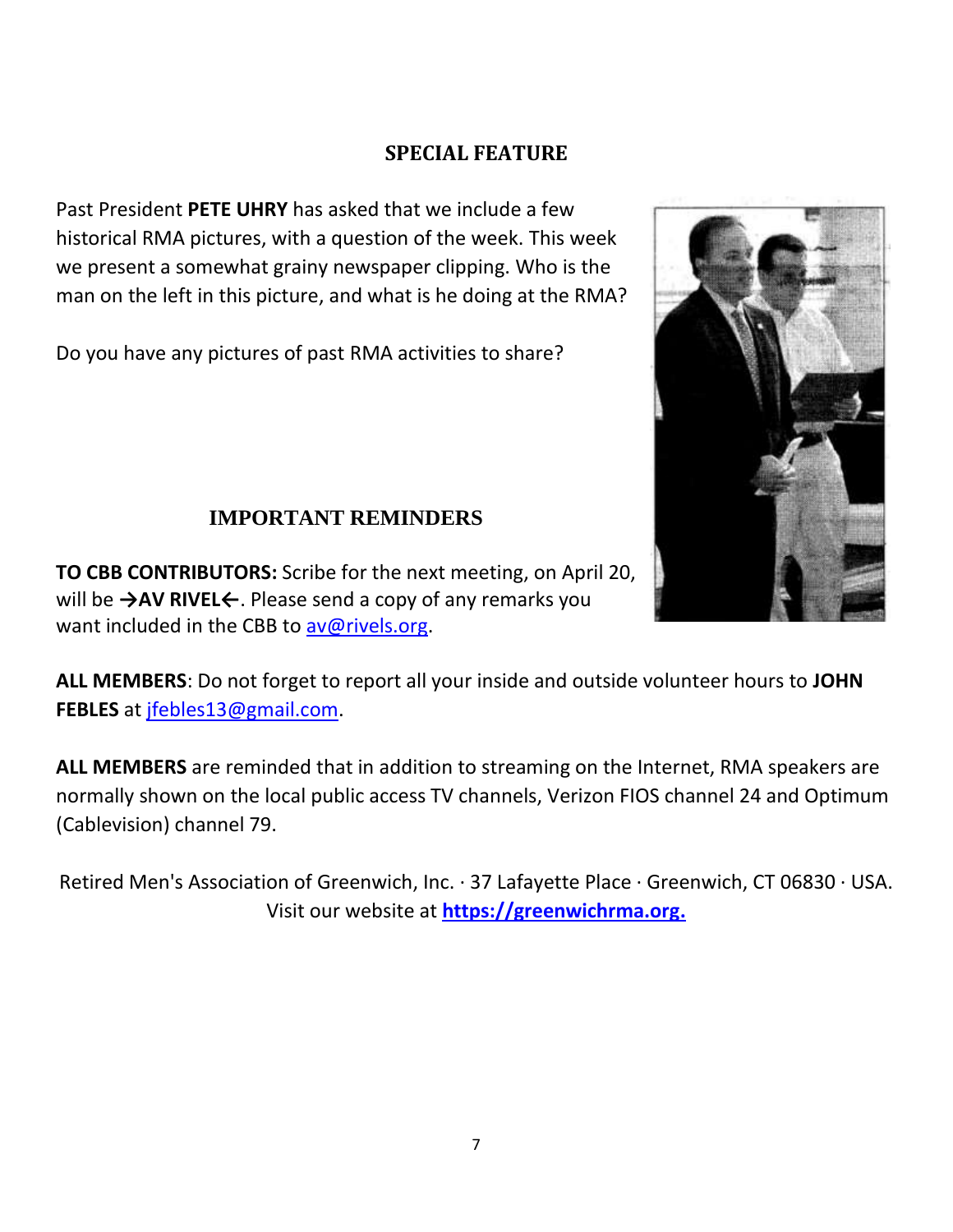## SPECIAL FEATURE

Past President **PETE UHRY** has asked that we include a few historical RMA pictures, with a question of the week. This week we present a somewhat grainy newspaper clipping. Who is the man on the left in this picture, and what is he doing at the RMA?

Do you have any pictures of past RMA activities to share?

## IMPORTANT REMINDERS

**TO CBB CONTRIBUTORS:** Scribe for the next meeting, on April 20, will be **→AV RIVEL←**. Please send a copy of any remarks you want included in the CBB to av@rivels.org.

**ALL MEMBERS**: Do not forget to report all your inside and outside volunteer hours to **JOHN FEBLES** at jfebles13@gmail.com.

**ALL MEMBERS** are reminded that in addition to streaming on the Internet, RMA speakers are normally shown on the local public access TV channels, Verizon FIOS channel 24 and Optimum (Cablevision) channel 79.

Retired Men's Association of Greenwich, Inc. · 37 Lafayette Place · Greenwich, CT 06830 · USA.
Visit our website at **https://greenwichrma.org.**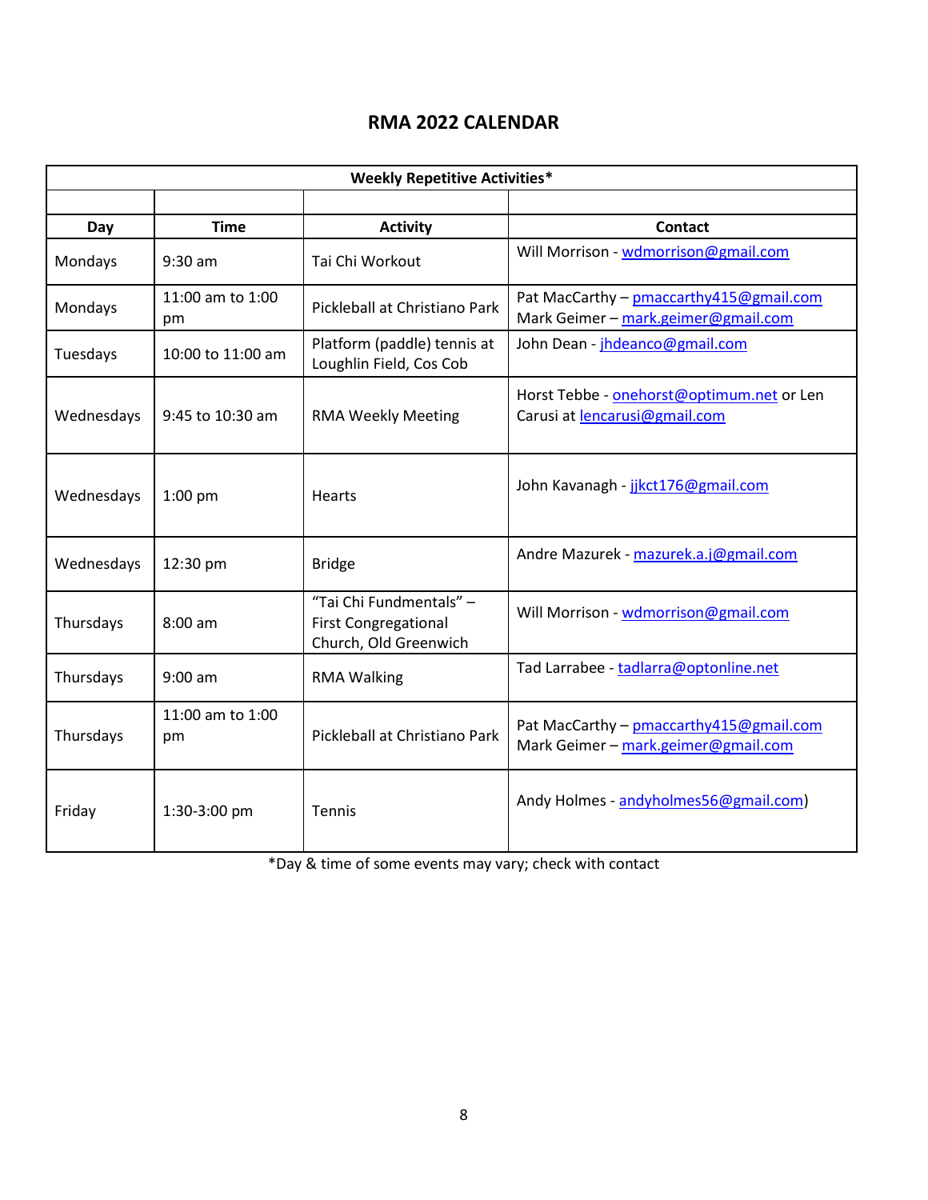# RMA 2022 CALENDAR

| Weekly Repetitive Activities* | | | |
|---|---|---|---|
| | | | |
| **Day** | **Time** | **Activity** | **Contact** |
| Mondays | 9:30 am | Tai Chi Workout | Will Morrison - wdmorrison@gmail.com |
| Mondays | 11:00 am to 1:00 pm | Pickleball at Christiano Park | Pat MacCarthy – pmaccarthy415@gmail.com Mark Geimer – mark.geimer@gmail.com |
| Tuesdays | 10:00 to 11:00 am | Platform (paddle) tennis at Loughlin Field, Cos Cob | John Dean - jhdeanco@gmail.com |
| Wednesdays | 9:45 to 10:30 am | RMA Weekly Meeting | Horst Tebbe - onehorst@optimum.net or Len Carusi at lencarusi@gmail.com |
| Wednesdays | 1:00 pm | Hearts | John Kavanagh - jjkct176@gmail.com |
| Wednesdays | 12:30 pm | Bridge | Andre Mazurek - mazurek.a.j@gmail.com |
| Thursdays | 8:00 am | "Tai Chi Fundmentals" – First Congregational Church, Old Greenwich | Will Morrison - wdmorrison@gmail.com |
| Thursdays | 9:00 am | RMA Walking | Tad Larrabee - tadlarra@optonline.net |
| Thursdays | 11:00 am to 1:00 pm | Pickleball at Christiano Park | Pat MacCarthy – pmaccarthy415@gmail.com Mark Geimer – mark.geimer@gmail.com |
| Friday | 1:30-3:00 pm | Tennis | Andy Holmes - andyholmes56@gmail.com) |

*Day & time of some events may vary; check with contact